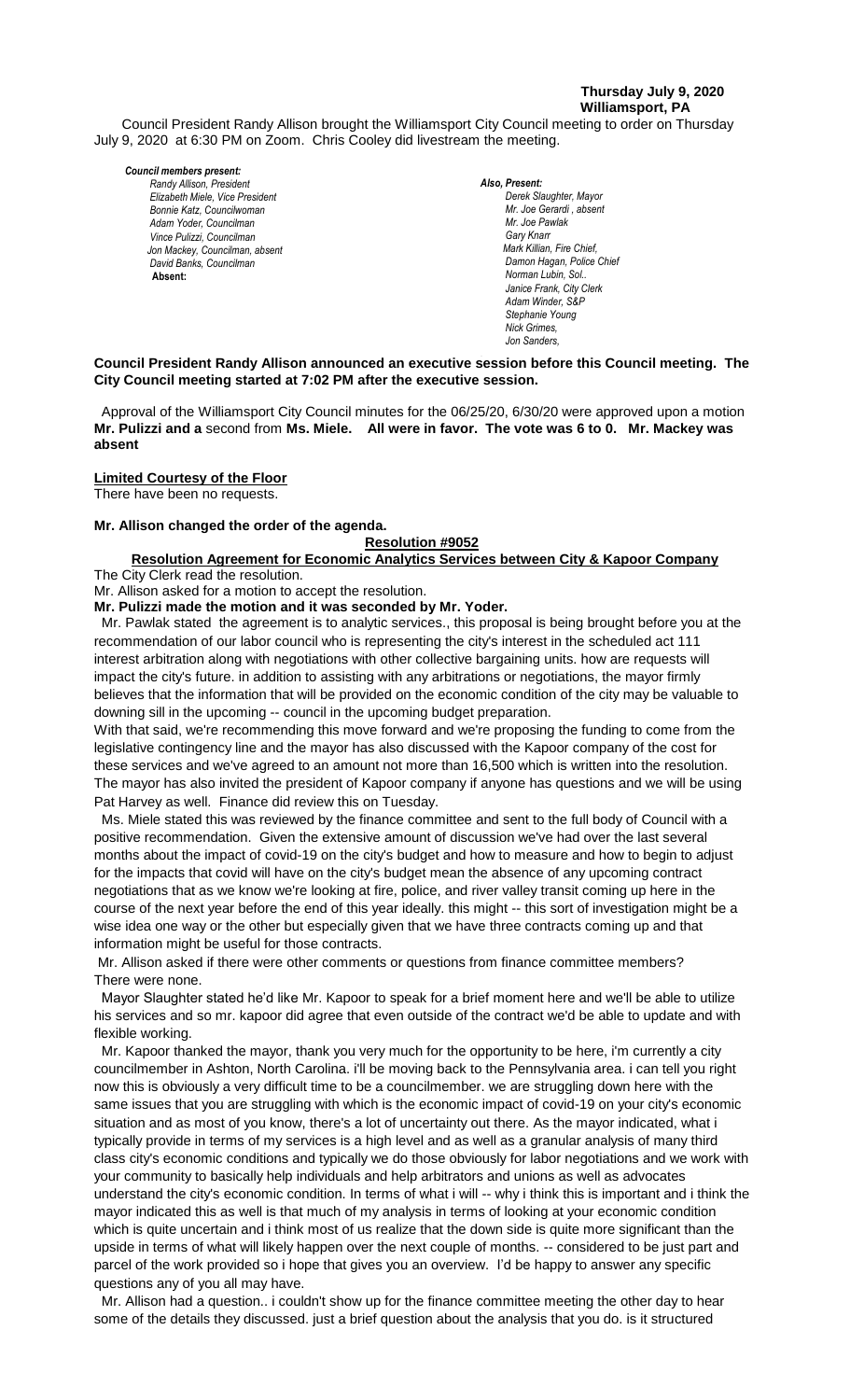**Thursday July 9, 2020**
**Williamsport, PA**

Council President Randy Allison brought the Williamsport City Council meeting to order on Thursday July 9, 2020 at 6:30 PM on Zoom. Chris Cooley did livestream the meeting.

***Council members present:***
*Randy Allison, President*
*Elizabeth Miele, Vice President*
*Bonnie Katz, Councilwoman*
*Adam Yoder, Councilman*
*Vince Pulizzi, Councilman*
*Jon Mackey, Councilman, absent*
*David Banks, Councilman*
**Absent:**

***Also, Present:***
*Derek Slaughter, Mayor*
*Mr. Joe Gerardi , absent*
*Mr. Joe Pawlak*
*Gary Knarr*
*Mark Killian, Fire Chief,*
*Damon Hagan, Police Chief*
*Norman Lubin, Sol..*
*Janice Frank, City Clerk*
*Adam Winder, S&P*
*Stephanie Young*
*Nick Grimes,*
*Jon Sanders,*

**Council President Randy Allison announced an executive session before this Council meeting. The City Council meeting started at 7:02 PM after the executive session.**

Approval of the Williamsport City Council minutes for the 06/25/20, 6/30/20 were approved upon a motion **Mr. Pulizzi and a** second from **Ms. Miele. All were in favor. The vote was 6 to 0. Mr. Mackey was absent**

**Limited Courtesy of the Floor**
There have been no requests.

**Mr. Allison changed the order of the agenda.**

**Resolution #9052**

**Resolution Agreement for Economic Analytics Services between City & Kapoor Company**

The City Clerk read the resolution.

Mr. Allison asked for a motion to accept the resolution.

**Mr. Pulizzi made the motion and it was seconded by Mr. Yoder.**

Mr. Pawlak stated the agreement is to analytic services., this proposal is being brought before you at the recommendation of our labor council who is representing the city's interest in the scheduled act 111 interest arbitration along with negotiations with other collective bargaining units. how are requests will impact the city's future. in addition to assisting with any arbitrations or negotiations, the mayor firmly believes that the information that will be provided on the economic condition of the city may be valuable to downing sill in the upcoming -- council in the upcoming budget preparation.
With that said, we're recommending this move forward and we're proposing the funding to come from the legislative contingency line and the mayor has also discussed with the Kapoor company of the cost for these services and we've agreed to an amount not more than 16,500 which is written into the resolution. The mayor has also invited the president of Kapoor company if anyone has questions and we will be using Pat Harvey as well. Finance did review this on Tuesday.

Ms. Miele stated this was reviewed by the finance committee and sent to the full body of Council with a positive recommendation. Given the extensive amount of discussion we've had over the last several months about the impact of covid-19 on the city's budget and how to measure and how to begin to adjust for the impacts that covid will have on the city's budget mean the absence of any upcoming contract negotiations that as we know we're looking at fire, police, and river valley transit coming up here in the course of the next year before the end of this year ideally. this might -- this sort of investigation might be a wise idea one way or the other but especially given that we have three contracts coming up and that information might be useful for those contracts.

Mr. Allison asked if there were other comments or questions from finance committee members?
There were none.

Mayor Slaughter stated he'd like Mr. Kapoor to speak for a brief moment here and we'll be able to utilize his services and so mr. kapoor did agree that even outside of the contract we'd be able to update and with flexible working.

Mr. Kapoor thanked the mayor, thank you very much for the opportunity to be here, i'm currently a city councilmember in Ashton, North Carolina. i'll be moving back to the Pennsylvania area. i can tell you right now this is obviously a very difficult time to be a councilmember. we are struggling down here with the same issues that you are struggling with which is the economic impact of covid-19 on your city's economic situation and as most of you know, there's a lot of uncertainty out there. As the mayor indicated, what i typically provide in terms of my services is a high level and as well as a granular analysis of many third class city's economic conditions and typically we do those obviously for labor negotiations and we work with your community to basically help individuals and help arbitrators and unions as well as advocates understand the city's economic condition. In terms of what i will -- why i think this is important and i think the mayor indicated this as well is that much of my analysis in terms of looking at your economic condition which is quite uncertain and i think most of us realize that the down side is quite more significant than the upside in terms of what will likely happen over the next couple of months. -- considered to be just part and parcel of the work provided so i hope that gives you an overview. I'd be happy to answer any specific questions any of you all may have.

Mr. Allison had a question.. i couldn't show up for the finance committee meeting the other day to hear some of the details they discussed. just a brief question about the analysis that you do. is it structured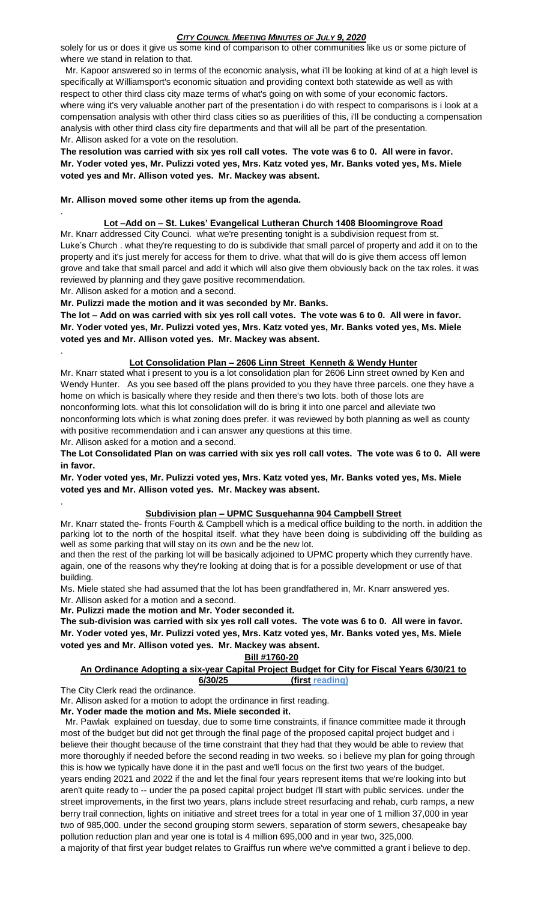solely for us or does it give us some kind of comparison to other communities like us or some picture of where we stand in relation to that.

Mr. Kapoor answered so in terms of the economic analysis, what i'll be looking at kind of at a high level is specifically at Williamsport's economic situation and providing context both statewide as well as with respect to other third class city maze terms of what's going on with some of your economic factors. where wing it's very valuable another part of the presentation i do with respect to comparisons is i look at a compensation analysis with other third class cities so as puerilities of this, i'll be conducting a compensation analysis with other third class city fire departments and that will all be part of the presentation.

Mr. Allison asked for a vote on the resolution.

**The resolution was carried with six yes roll call votes. The vote was 6 to 0. All were in favor. Mr. Yoder voted yes, Mr. Pulizzi voted yes, Mrs. Katz voted yes, Mr. Banks voted yes, Ms. Miele voted yes and Mr. Allison voted yes. Mr. Mackey was absent.**

**Mr. Allison moved some other items up from the agenda.**

.

**Lot –Add on – St. Lukes' Evangelical Lutheran Church 1408 Bloomingrove Road**

Mr. Knarr addressed City Council. what we're presenting tonight is a subdivision request from st. Luke's Church . what they're requesting to do is subdivide that small parcel of property and add it on to the property and it's just merely for access for them to drive. what that will do is give them access off lemon grove and take that small parcel and add it which will also give them obviously back on the tax roles. it was reviewed by planning and they gave positive recommendation.

Mr. Allison asked for a motion and a second.

**Mr. Pulizzi made the motion and it was seconded by Mr. Banks.**

**The lot – Add on was carried with six yes roll call votes. The vote was 6 to 0. All were in favor. Mr. Yoder voted yes, Mr. Pulizzi voted yes, Mrs. Katz voted yes, Mr. Banks voted yes, Ms. Miele voted yes and Mr. Allison voted yes. Mr. Mackey was absent.**

.

**Lot Consolidation Plan – 2606 Linn Street Kenneth & Wendy Hunter**

Mr. Knarr stated what i present to you is a lot consolidation plan for 2606 Linn street owned by Ken and Wendy Hunter. As you see based off the plans provided to you they have three parcels. one they have a home on which is basically where they reside and then there's two lots. both of those lots are nonconforming lots. what this lot consolidation will do is bring it into one parcel and alleviate two nonconforming lots which is what zoning does prefer. it was reviewed by both planning as well as county with positive recommendation and i can answer any questions at this time.

Mr. Allison asked for a motion and a second.

**The Lot Consolidated Plan on was carried with six yes roll call votes. The vote was 6 to 0. All were in favor.**

**Mr. Yoder voted yes, Mr. Pulizzi voted yes, Mrs. Katz voted yes, Mr. Banks voted yes, Ms. Miele voted yes and Mr. Allison voted yes. Mr. Mackey was absent.**

.

**Subdivision plan – UPMC Susquehanna 904 Campbell Street**

Mr. Knarr stated the- fronts Fourth & Campbell which is a medical office building to the north. in addition the parking lot to the north of the hospital itself. what they have been doing is subdividing off the building as well as some parking that will stay on its own and be the new lot.

and then the rest of the parking lot will be basically adjoined to UPMC property which they currently have. again, one of the reasons why they're looking at doing that is for a possible development or use of that building.

Ms. Miele stated she had assumed that the lot has been grandfathered in, Mr. Knarr answered yes.

Mr. Allison asked for a motion and a second.

**Mr. Pulizzi made the motion and Mr. Yoder seconded it.**

**The sub-division was carried with six yes roll call votes. The vote was 6 to 0. All were in favor. Mr. Yoder voted yes, Mr. Pulizzi voted yes, Mrs. Katz voted yes, Mr. Banks voted yes, Ms. Miele voted yes and Mr. Allison voted yes. Mr. Mackey was absent.**

**Bill #1760-20**

**An Ordinance Adopting a six-year Capital Project Budget for City for Fiscal Years 6/30/21 to 6/30/25 (first reading)**

The City Clerk read the ordinance.

Mr. Allison asked for a motion to adopt the ordinance in first reading.

**Mr. Yoder made the motion and Ms. Miele seconded it.**

Mr. Pawlak explained on tuesday, due to some time constraints, if finance committee made it through most of the budget but did not get through the final page of the proposed capital project budget and i believe their thought because of the time constraint that they had that they would be able to review that more thoroughly if needed before the second reading in two weeks. so i believe my plan for going through this is how we typically have done it in the past and we'll focus on the first two years of the budget. years ending 2021 and 2022 if the and let the final four years represent items that we're looking into but aren't quite ready to -- under the pa posed capital project budget i'll start with public services. under the street improvements, in the first two years, plans include street resurfacing and rehab, curb ramps, a new berry trail connection, lights on initiative and street trees for a total in year one of 1 million 37,000 in year two of 985,000. under the second grouping storm sewers, separation of storm sewers, chesapeake bay pollution reduction plan and year one is total is 4 million 695,000 and in year two, 325,000.

a majority of that first year budget relates to Graiffus run where we've committed a grant i believe to dep.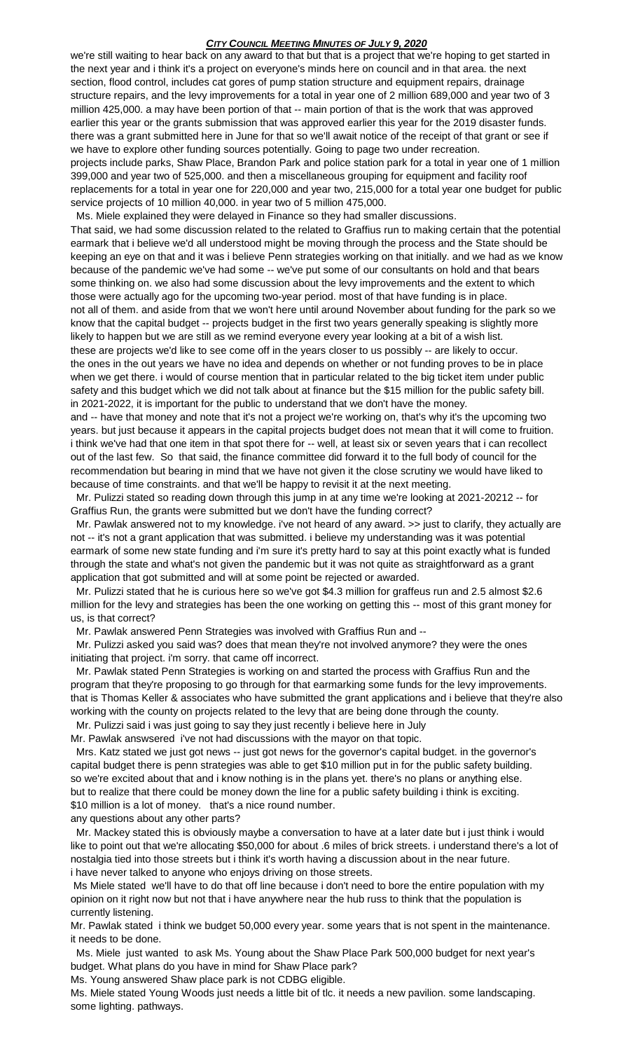we're still waiting to hear back on any award to that but that is a project that we're hoping to get started in the next year and i think it's a project on everyone's minds here on council and in that area. the next section, flood control, includes cat gores of pump station structure and equipment repairs, drainage structure repairs, and the levy improvements for a total in year one of 2 million 689,000 and year two of 3 million 425,000. a may have been portion of that -- main portion of that is the work that was approved earlier this year or the grants submission that was approved earlier this year for the 2019 disaster funds. there was a grant submitted here in June for that so we'll await notice of the receipt of that grant or see if we have to explore other funding sources potentially. Going to page two under recreation.

projects include parks, Shaw Place, Brandon Park and police station park for a total in year one of 1 million 399,000 and year two of 525,000. and then a miscellaneous grouping for equipment and facility roof replacements for a total in year one for 220,000 and year two, 215,000 for a total year one budget for public service projects of 10 million 40,000. in year two of 5 million 475,000.

Ms. Miele explained they were delayed in Finance so they had smaller discussions.

That said, we had some discussion related to the related to Graffius run to making certain that the potential earmark that i believe we'd all understood might be moving through the process and the State should be keeping an eye on that and it was i believe Penn strategies working on that initially. and we had as we know because of the pandemic we've had some -- we've put some of our consultants on hold and that bears some thinking on. we also had some discussion about the levy improvements and the extent to which those were actually ago for the upcoming two-year period. most of that have funding is in place. not all of them. and aside from that we won't here until around November about funding for the park so we know that the capital budget -- projects budget in the first two years generally speaking is slightly more likely to happen but we are still as we remind everyone every year looking at a bit of a wish list. these are projects we'd like to see come off in the years closer to us possibly -- are likely to occur. the ones in the out years we have no idea and depends on whether or not funding proves to be in place when we get there. i would of course mention that in particular related to the big ticket item under public safety and this budget which we did not talk about at finance but the $15 million for the public safety bill. in 2021-2022, it is important for the public to understand that we don't have the money.

and -- have that money and note that it's not a project we're working on, that's why it's the upcoming two years. but just because it appears in the capital projects budget does not mean that it will come to fruition. i think we've had that one item in that spot there for -- well, at least six or seven years that i can recollect out of the last few. So that said, the finance committee did forward it to the full body of council for the recommendation but bearing in mind that we have not given it the close scrutiny we would have liked to because of time constraints. and that we'll be happy to revisit it at the next meeting.

Mr. Pulizzi stated so reading down through this jump in at any time we're looking at 2021-20212 -- for Graffius Run, the grants were submitted but we don't have the funding correct?

Mr. Pawlak answered not to my knowledge. i've not heard of any award. >> just to clarify, they actually are not -- it's not a grant application that was submitted. i believe my understanding was it was potential earmark of some new state funding and i'm sure it's pretty hard to say at this point exactly what is funded through the state and what's not given the pandemic but it was not quite as straightforward as a grant application that got submitted and will at some point be rejected or awarded.

Mr. Pulizzi stated that he is curious here so we've got $4.3 million for graffeus run and 2.5 almost $2.6 million for the levy and strategies has been the one working on getting this -- most of this grant money for us, is that correct?

Mr. Pawlak answered Penn Strategies was involved with Graffius Run and --

Mr. Pulizzi asked you said was? does that mean they're not involved anymore? they were the ones initiating that project. i'm sorry. that came off incorrect.

Mr. Pawlak stated Penn Strategies is working on and started the process with Graffius Run and the program that they're proposing to go through for that earmarking some funds for the levy improvements. that is Thomas Keller & associates who have submitted the grant applications and i believe that they're also working with the county on projects related to the levy that are being done through the county.

Mr. Pulizzi said i was just going to say they just recently i believe here in July

Mr. Pawlak answsered i've not had discussions with the mayor on that topic.

Mrs. Katz stated we just got news -- just got news for the governor's capital budget. in the governor's capital budget there is penn strategies was able to get $10 million put in for the public safety building. so we're excited about that and i know nothing is in the plans yet. there's no plans or anything else. but to realize that there could be money down the line for a public safety building i think is exciting. $10 million is a lot of money. that's a nice round number.

any questions about any other parts?

Mr. Mackey stated this is obviously maybe a conversation to have at a later date but i just think i would like to point out that we're allocating $50,000 for about .6 miles of brick streets. i understand there's a lot of nostalgia tied into those streets but i think it's worth having a discussion about in the near future. i have never talked to anyone who enjoys driving on those streets.

Ms Miele stated we'll have to do that off line because i don't need to bore the entire population with my opinion on it right now but not that i have anywhere near the hub russ to think that the population is currently listening.

Mr. Pawlak stated i think we budget 50,000 every year. some years that is not spent in the maintenance. it needs to be done.

Ms. Miele just wanted to ask Ms. Young about the Shaw Place Park 500,000 budget for next year's budget. What plans do you have in mind for Shaw Place park?

Ms. Young answered Shaw place park is not CDBG eligible.

Ms. Miele stated Young Woods just needs a little bit of tlc. it needs a new pavilion. some landscaping. some lighting. pathways.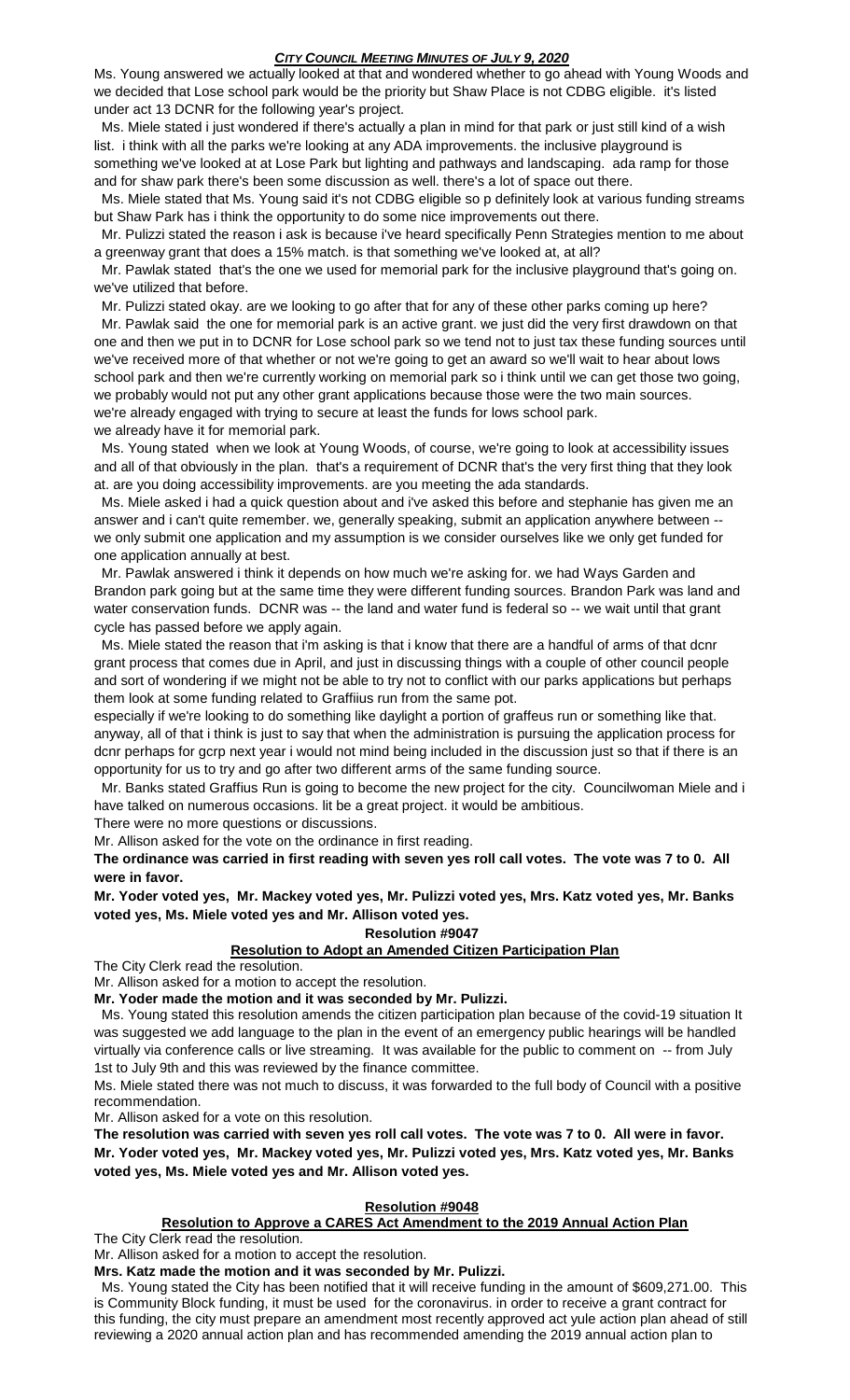Ms. Young answered we actually looked at that and wondered whether to go ahead with Young Woods and we decided that Lose school park would be the priority but Shaw Place is not CDBG eligible. it's listed under act 13 DCNR for the following year's project.

Ms. Miele stated i just wondered if there's actually a plan in mind for that park or just still kind of a wish list. i think with all the parks we're looking at any ADA improvements. the inclusive playground is something we've looked at at Lose Park but lighting and pathways and landscaping. ada ramp for those and for shaw park there's been some discussion as well. there's a lot of space out there.

Ms. Miele stated that Ms. Young said it's not CDBG eligible so p definitely look at various funding streams but Shaw Park has i think the opportunity to do some nice improvements out there.

Mr. Pulizzi stated the reason i ask is because i've heard specifically Penn Strategies mention to me about a greenway grant that does a 15% match. is that something we've looked at, at all?

Mr. Pawlak stated that's the one we used for memorial park for the inclusive playground that's going on. we've utilized that before.

Mr. Pulizzi stated okay. are we looking to go after that for any of these other parks coming up here?

Mr. Pawlak said the one for memorial park is an active grant. we just did the very first drawdown on that one and then we put in to DCNR for Lose school park so we tend not to just tax these funding sources until we've received more of that whether or not we're going to get an award so we'll wait to hear about lows school park and then we're currently working on memorial park so i think until we can get those two going, we probably would not put any other grant applications because those were the two main sources. we're already engaged with trying to secure at least the funds for lows school park.
we already have it for memorial park.

Ms. Young stated when we look at Young Woods, of course, we're going to look at accessibility issues and all of that obviously in the plan. that's a requirement of DCNR that's the very first thing that they look at. are you doing accessibility improvements. are you meeting the ada standards.

Ms. Miele asked i had a quick question about and i've asked this before and stephanie has given me an answer and i can't quite remember. we, generally speaking, submit an application anywhere between -- we only submit one application and my assumption is we consider ourselves like we only get funded for one application annually at best.

Mr. Pawlak answered i think it depends on how much we're asking for. we had Ways Garden and Brandon park going but at the same time they were different funding sources. Brandon Park was land and water conservation funds. DCNR was -- the land and water fund is federal so -- we wait until that grant cycle has passed before we apply again.

Ms. Miele stated the reason that i'm asking is that i know that there are a handful of arms of that dcnr grant process that comes due in April, and just in discussing things with a couple of other council people and sort of wondering if we might not be able to try not to conflict with our parks applications but perhaps them look at some funding related to Graffiius run from the same pot.
especially if we're looking to do something like daylight a portion of graffeus run or something like that. anyway, all of that i think is just to say that when the administration is pursuing the application process for dcnr perhaps for gcrp next year i would not mind being included in the discussion just so that if there is an opportunity for us to try and go after two different arms of the same funding source.

Mr. Banks stated Graffius Run is going to become the new project for the city. Councilwoman Miele and i have talked on numerous occasions. lit be a great project. it would be ambitious.

There were no more questions or discussions.

Mr. Allison asked for the vote on the ordinance in first reading.

**The ordinance was carried in first reading with seven yes roll call votes. The vote was 7 to 0. All were in favor.**

**Mr. Yoder voted yes, Mr. Mackey voted yes, Mr. Pulizzi voted yes, Mrs. Katz voted yes, Mr. Banks voted yes, Ms. Miele voted yes and Mr. Allison voted yes.**

**Resolution #9047**

**Resolution to Adopt an Amended Citizen Participation Plan**

The City Clerk read the resolution.

Mr. Allison asked for a motion to accept the resolution.

**Mr. Yoder made the motion and it was seconded by Mr. Pulizzi.**

Ms. Young stated this resolution amends the citizen participation plan because of the covid-19 situation It was suggested we add language to the plan in the event of an emergency public hearings will be handled virtually via conference calls or live streaming. It was available for the public to comment on -- from July 1st to July 9th and this was reviewed by the finance committee.

Ms. Miele stated there was not much to discuss, it was forwarded to the full body of Council with a positive recommendation.

Mr. Allison asked for a vote on this resolution.

**The resolution was carried with seven yes roll call votes. The vote was 7 to 0. All were in favor.**
**Mr. Yoder voted yes, Mr. Mackey voted yes, Mr. Pulizzi voted yes, Mrs. Katz voted yes, Mr. Banks voted yes, Ms. Miele voted yes and Mr. Allison voted yes.**

**Resolution #9048**

**Resolution to Approve a CARES Act Amendment to the 2019 Annual Action Plan**

The City Clerk read the resolution.

Mr. Allison asked for a motion to accept the resolution.

**Mrs. Katz made the motion and it was seconded by Mr. Pulizzi.**

Ms. Young stated the City has been notified that it will receive funding in the amount of $609,271.00. This is Community Block funding, it must be used for the coronavirus. in order to receive a grant contract for this funding, the city must prepare an amendment most recently approved act yule action plan ahead of still reviewing a 2020 annual action plan and has recommended amending the 2019 annual action plan to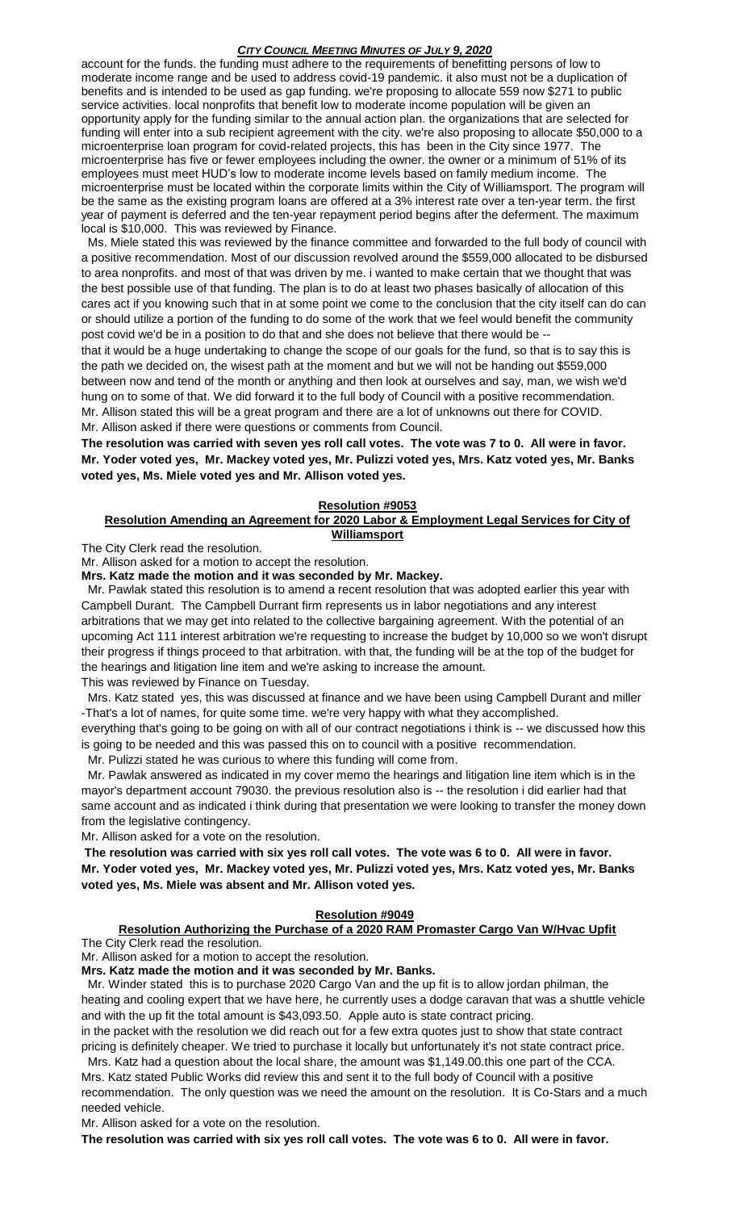account for the funds. the funding must adhere to the requirements of benefitting persons of low to moderate income range and be used to address covid-19 pandemic. it also must not be a duplication of benefits and is intended to be used as gap funding. we're proposing to allocate 559 now $271 to public service activities. local nonprofits that benefit low to moderate income population will be given an opportunity apply for the funding similar to the annual action plan. the organizations that are selected for funding will enter into a sub recipient agreement with the city. we're also proposing to allocate $50,000 to a microenterprise loan program for covid-related projects, this has been in the City since 1977. The microenterprise has five or fewer employees including the owner. the owner or a minimum of 51% of its employees must meet HUD's low to moderate income levels based on family medium income. The microenterprise must be located within the corporate limits within the City of Williamsport. The program will be the same as the existing program loans are offered at a 3% interest rate over a ten-year term. the first year of payment is deferred and the ten-year repayment period begins after the deferment. The maximum local is $10,000. This was reviewed by Finance.

Ms. Miele stated this was reviewed by the finance committee and forwarded to the full body of council with a positive recommendation. Most of our discussion revolved around the $559,000 allocated to be disbursed to area nonprofits. and most of that was driven by me. i wanted to make certain that we thought that was the best possible use of that funding. The plan is to do at least two phases basically of allocation of this cares act if you knowing such that in at some point we come to the conclusion that the city itself can do can or should utilize a portion of the funding to do some of the work that we feel would benefit the community post covid we'd be in a position to do that and she does not believe that there would be --

that it would be a huge undertaking to change the scope of our goals for the fund, so that is to say this is the path we decided on, the wisest path at the moment and but we will not be handing out $559,000 between now and tend of the month or anything and then look at ourselves and say, man, we wish we'd hung on to some of that. We did forward it to the full body of Council with a positive recommendation. Mr. Allison stated this will be a great program and there are a lot of unknowns out there for COVID. Mr. Allison asked if there were questions or comments from Council.

**The resolution was carried with seven yes roll call votes. The vote was 7 to 0. All were in favor. Mr. Yoder voted yes, Mr. Mackey voted yes, Mr. Pulizzi voted yes, Mrs. Katz voted yes, Mr. Banks voted yes, Ms. Miele voted yes and Mr. Allison voted yes.**

## Resolution #9053

### Resolution Amending an Agreement for 2020 Labor & Employment Legal Services for City of Williamsport

The City Clerk read the resolution.

Mr. Allison asked for a motion to accept the resolution.

**Mrs. Katz made the motion and it was seconded by Mr. Mackey.**

Mr. Pawlak stated this resolution is to amend a recent resolution that was adopted earlier this year with Campbell Durant. The Campbell Durrant firm represents us in labor negotiations and any interest arbitrations that we may get into related to the collective bargaining agreement. With the potential of an upcoming Act 111 interest arbitration we're requesting to increase the budget by 10,000 so we won't disrupt their progress if things proceed to that arbitration. with that, the funding will be at the top of the budget for the hearings and litigation line item and we're asking to increase the amount.

This was reviewed by Finance on Tuesday.

Mrs. Katz stated yes, this was discussed at finance and we have been using Campbell Durant and miller -That's a lot of names, for quite some time. we're very happy with what they accomplished.

everything that's going to be going on with all of our contract negotiations i think is -- we discussed how this is going to be needed and this was passed this on to council with a positive recommendation.

Mr. Pulizzi stated he was curious to where this funding will come from.

Mr. Pawlak answered as indicated in my cover memo the hearings and litigation line item which is in the mayor's department account 79030. the previous resolution also is -- the resolution i did earlier had that same account and as indicated i think during that presentation we were looking to transfer the money down from the legislative contingency.

Mr. Allison asked for a vote on the resolution.

**The resolution was carried with six yes roll call votes. The vote was 6 to 0. All were in favor. Mr. Yoder voted yes, Mr. Mackey voted yes, Mr. Pulizzi voted yes, Mrs. Katz voted yes, Mr. Banks voted yes, Ms. Miele was absent and Mr. Allison voted yes.**

## Resolution #9049

### Resolution Authorizing the Purchase of a 2020 RAM Promaster Cargo Van W/Hvac Upfit

The City Clerk read the resolution.

Mr. Allison asked for a motion to accept the resolution.

**Mrs. Katz made the motion and it was seconded by Mr. Banks.**

Mr. Winder stated this is to purchase 2020 Cargo Van and the up fit is to allow jordan philman, the heating and cooling expert that we have here, he currently uses a dodge caravan that was a shuttle vehicle and with the up fit the total amount is $43,093.50. Apple auto is state contract pricing.

in the packet with the resolution we did reach out for a few extra quotes just to show that state contract pricing is definitely cheaper. We tried to purchase it locally but unfortunately it's not state contract price.

Mrs. Katz had a question about the local share, the amount was $1,149.00.this one part of the CCA.

Mrs. Katz stated Public Works did review this and sent it to the full body of Council with a positive recommendation. The only question was we need the amount on the resolution. It is Co-Stars and a much needed vehicle.

Mr. Allison asked for a vote on the resolution.

**The resolution was carried with six yes roll call votes. The vote was 6 to 0. All were in favor.**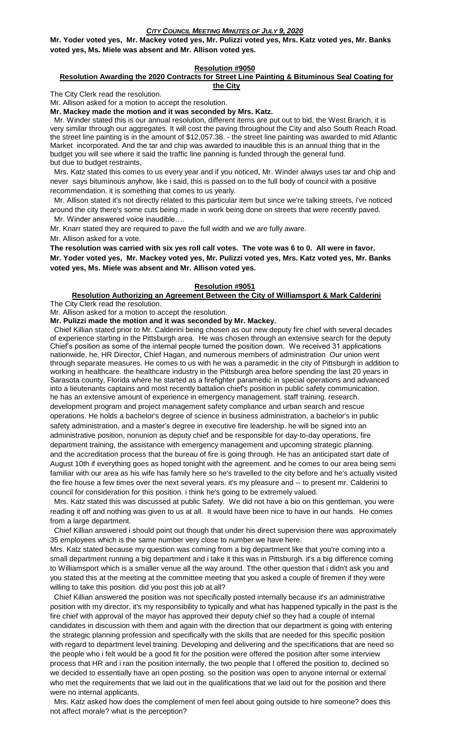**Mr. Yoder voted yes, Mr. Mackey voted yes, Mr. Pulizzi voted yes, Mrs. Katz voted yes, Mr. Banks voted yes, Ms. Miele was absent and Mr. Allison voted yes.**

## Resolution #9050

### Resolution Awarding the 2020 Contracts for Street Line Painting & Bituminous Seal Coating for the City

The City Clerk read the resolution.

Mr. Allison asked for a motion to accept the resolution.

**Mr. Mackey made the motion and it was seconded by Mrs. Katz.**

Mr. Winder stated this is our annual resolution, different items are put out to bid, the West Branch, it is very similar through our aggregates. It will cost the paving throughout the City and also South Reach Road. the street line painting is in the amount of $12,057.38. - the street line painting was awarded to mid Atlantic Market incorporated. And the tar and chip was awarded to inaudible this is an annual thing that in the budget you will see where it said the traffic line panning is funded through the general fund. but due to budget restraints,

Mrs. Katz stated this comes to us every year and if you noticed, Mr. Winder always uses tar and chip and never says bituminous anyhow, like i said, this is passed on to the full body of council with a positive recommendation. it is something that comes to us yearly.

Mr. Allison stated it's not directly related to this particular item but since we're talking streets, i've noticed around the city there's some cuts being made in work being done on streets that were recently paved.

Mr. Winder answered voice inaudible….

Mr. Knarr stated they are required to pave the full width and we are fully aware.

Mr. Allison asked for a vote.

**The resolution was carried with six yes roll call votes. The vote was 6 to 0. All were in favor. Mr. Yoder voted yes, Mr. Mackey voted yes, Mr. Pulizzi voted yes, Mrs. Katz voted yes, Mr. Banks voted yes, Ms. Miele was absent and Mr. Allison voted yes.**

## Resolution #9051

### Resolution Authorizing an Agreement Between the City of Williamsport & Mark Calderini

The City Clerk read the resolution.

Mr. Allison asked for a motion to accept the resolution.

**Mr. Pulizzi made the motion and it was seconded by Mr. Mackey.**

Chief Killian stated prior to Mr. Calderini being chosen as our new deputy fire chief with several decades of experience starting in the Pittsburgh area. He was chosen through an extensive search for the deputy Chief's position as some of the internal people turned the position down. We received 31 applications nationwide, he, HR Director, Chief Hagan, and numerous members of administration Our union went through separate measures. He comes to us with he was a paramedic in the city of Pittsburgh in addition to working in healthcare. the healthcare industry in the Pittsburgh area before spending the last 20 years in Sarasota county, Florida where he started as a firefighter paramedic in special operations and advanced into a lieutenants captains and most recently battalion chief's position in public safety communication. he has an extensive amount of experience in emergency management. staff training. research. development program and project management safety compliance and urban search and rescue operations. He holds a bachelor's degree of science in business administration, a bachelor's in public safety administration, and a master's degree in executive fire leadership. he will be signed into an administrative position, nonunion as deputy chief and be responsible for day-to-day operations, fire department training, the assistance with emergency management and upcoming strategic planning. and the accreditation process that the bureau of fire is going through. He has an anticipated start date of August 10th if everything goes as hoped tonight with the agreement. and he comes to our area being semi familiar with our area as his wife has family here so he's travelled to the city before and he's actually visited the fire house a few times over the next several years. it's my pleasure and -- to present mr. Calderini to council for consideration for this position. i think he's going to be extremely valued.

Mrs. Katz stated this was discussed at public Safety. We did not have a bio on this gentleman, you were reading it off and nothing was given to us at all. It would have been nice to have in our hands. He comes from a large department.

Chief Killian answered i should point out though that under his direct supervision there was approximately 35 employees which is the same number very close to number we have here.

Mrs. Katz stated because my question was coming from a big department like that you're coming into a small department running a big department and i take it this was in Pittsburgh. it's a big difference coming to Williamsport which is a smaller venue all the way around. Tthe other question that i didn't ask you and you stated this at the meeting at the committee meeting that you asked a couple of firemen if they were willing to take this position. did you post this job at all?

Chief Killian answered the position was not specifically posted internally because it's an administrative position with my director, it's my responsibility to typically and what has happened typically in the past is the fire chief with approval of the mayor has approved their deputy chief so they had a couple of internal candidates in discussion with them and again with the direction that our department is going with entering the strategic planning profession and specifically with the skills that are needed for this specific position with regard to department level training. Developing and delivering and the specifications that are need so the people who i felt would be a good fit for the position were offered the position after some interview process that HR and i ran the position internally, the two people that I offered the position to, declined so we decided to essentially have an open posting. so the position was open to anyone internal or external who met the requirements that we laid out in the qualifications that we laid out for the position and there were no internal applicants.

Mrs. Katz asked how does the complement of men feel about going outside to hire someone? does this not affect morale? what is the perception?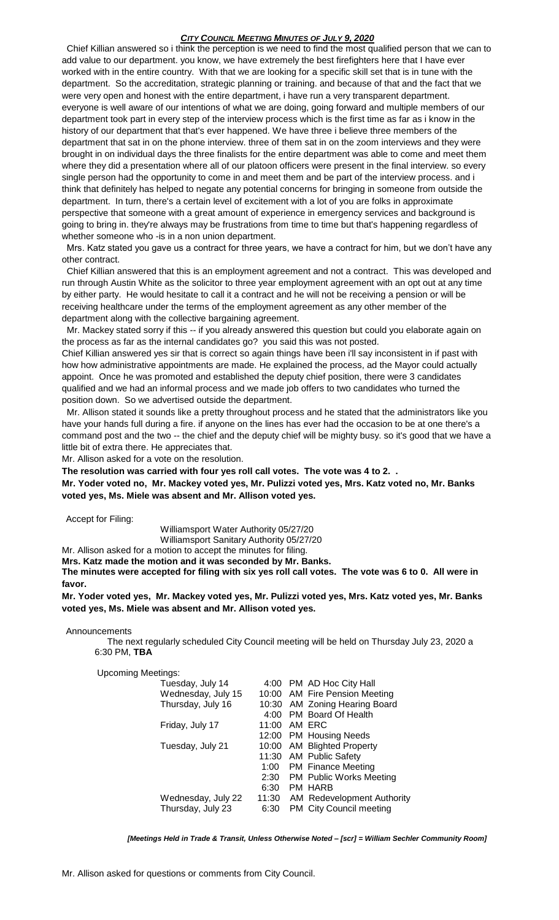Chief Killian answered so i think the perception is we need to find the most qualified person that we can to add value to our department. you know, we have extremely the best firefighters here that I have ever worked with in the entire country. With that we are looking for a specific skill set that is in tune with the department. So the accreditation, strategic planning or training. and because of that and the fact that we were very open and honest with the entire department, i have run a very transparent department. everyone is well aware of our intentions of what we are doing, going forward and multiple members of our department took part in every step of the interview process which is the first time as far as i know in the history of our department that that's ever happened. We have three i believe three members of the department that sat in on the phone interview. three of them sat in on the zoom interviews and they were brought in on individual days the three finalists for the entire department was able to come and meet them where they did a presentation where all of our platoon officers were present in the final interview. so every single person had the opportunity to come in and meet them and be part of the interview process. and i think that definitely has helped to negate any potential concerns for bringing in someone from outside the department. In turn, there's a certain level of excitement with a lot of you are folks in approximate perspective that someone with a great amount of experience in emergency services and background is going to bring in. they're always may be frustrations from time to time but that's happening regardless of whether someone who -is in a non union department.

Mrs. Katz stated you gave us a contract for three years, we have a contract for him, but we don't have any other contract.

Chief Killian answered that this is an employment agreement and not a contract. This was developed and run through Austin White as the solicitor to three year employment agreement with an opt out at any time by either party. He would hesitate to call it a contract and he will not be receiving a pension or will be receiving healthcare under the terms of the employment agreement as any other member of the department along with the collective bargaining agreement.

Mr. Mackey stated sorry if this -- if you already answered this question but could you elaborate again on the process as far as the internal candidates go? you said this was not posted.

Chief Killian answered yes sir that is correct so again things have been i'll say inconsistent in if past with how how administrative appointments are made. He explained the process, ad the Mayor could actually appoint. Once he was promoted and established the deputy chief position, there were 3 candidates qualified and we had an informal process and we made job offers to two candidates who turned the position down. So we advertised outside the department.

Mr. Allison stated it sounds like a pretty throughout process and he stated that the administrators like you have your hands full during a fire. if anyone on the lines has ever had the occasion to be at one there's a command post and the two -- the chief and the deputy chief will be mighty busy. so it's good that we have a little bit of extra there. He appreciates that.

Mr. Allison asked for a vote on the resolution.

**The resolution was carried with four yes roll call votes. The vote was 4 to 2. .**

**Mr. Yoder voted no, Mr. Mackey voted yes, Mr. Pulizzi voted yes, Mrs. Katz voted no, Mr. Banks voted yes, Ms. Miele was absent and Mr. Allison voted yes.**

Accept for Filing:

Williamsport Water Authority 05/27/20
Williamsport Sanitary Authority 05/27/20

Mr. Allison asked for a motion to accept the minutes for filing.

**Mrs. Katz made the motion and it was seconded by Mr. Banks.**

**The minutes were accepted for filing with six yes roll call votes. The vote was 6 to 0. All were in favor.**

**Mr. Yoder voted yes, Mr. Mackey voted yes, Mr. Pulizzi voted yes, Mrs. Katz voted yes, Mr. Banks voted yes, Ms. Miele was absent and Mr. Allison voted yes.**

Announcements

The next regularly scheduled City Council meeting will be held on Thursday July 23, 2020 a 6:30 PM, **TBA**

Upcoming Meetings:

| | | |
|---|---|---|
| Tuesday, July 14 | 4:00 PM | AD Hoc City Hall |
| Wednesday, July 15 | 10:00 AM | Fire Pension Meeting |
| Thursday, July 16 | 10:30 AM | Zoning Hearing Board |
| | 4:00 PM | Board Of Health |
| Friday, July 17 | 11:00 AM | ERC |
| | 12:00 PM | Housing Needs |
| Tuesday, July 21 | 10:00 AM | Blighted Property |
| | 11:30 AM | Public Safety |
| | 1:00 PM | Finance Meeting |
| | 2:30 PM | Public Works Meeting |
| | 6:30 PM | HARB |
| Wednesday, July 22 | 11:30 AM | Redevelopment Authority |
| Thursday, July 23 | 6:30 PM | City Council meeting |

***[Meetings Held in Trade & Transit, Unless Otherwise Noted – [scr] = William Sechler Community Room]***

Mr. Allison asked for questions or comments from City Council.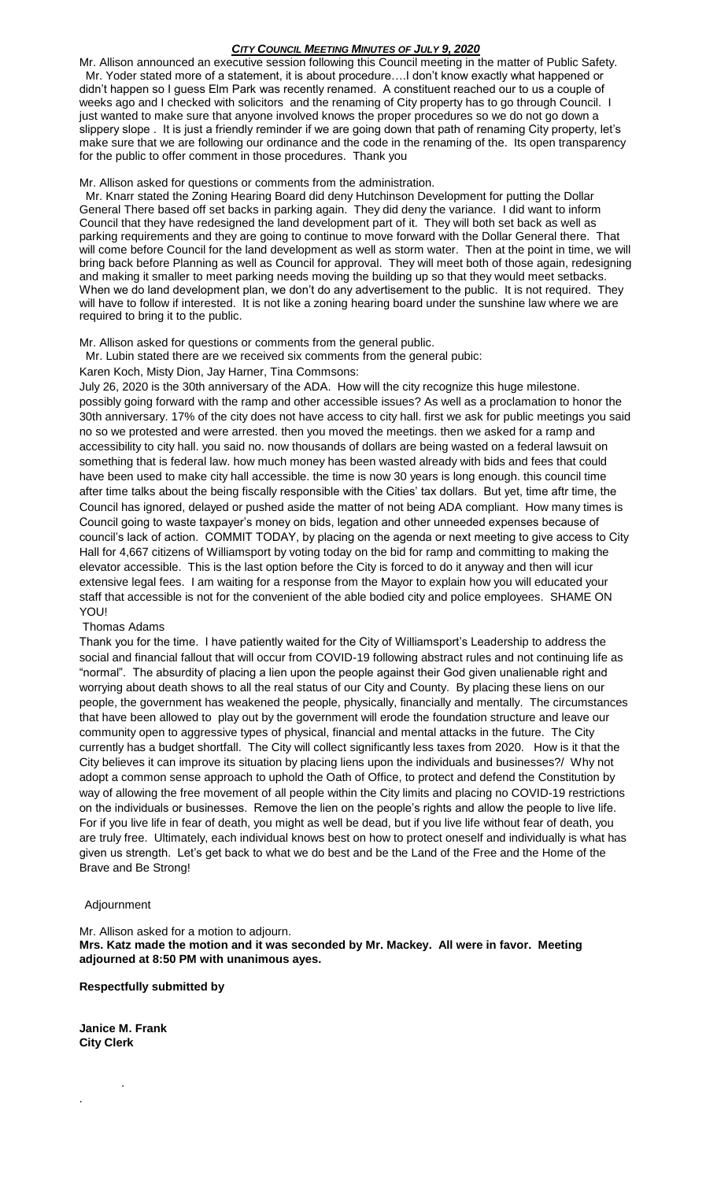Mr. Allison announced an executive session following this Council meeting in the matter of Public Safety.

Mr. Yoder stated more of a statement, it is about procedure….I don't know exactly what happened or didn't happen so I guess Elm Park was recently renamed. A constituent reached our to us a couple of weeks ago and I checked with solicitors and the renaming of City property has to go through Council. I just wanted to make sure that anyone involved knows the proper procedures so we do not go down a slippery slope . It is just a friendly reminder if we are going down that path of renaming City property, let's make sure that we are following our ordinance and the code in the renaming of the. Its open transparency for the public to offer comment in those procedures. Thank you

Mr. Allison asked for questions or comments from the administration.

Mr. Knarr stated the Zoning Hearing Board did deny Hutchinson Development for putting the Dollar General There based off set backs in parking again. They did deny the variance. I did want to inform Council that they have redesigned the land development part of it. They will both set back as well as parking requirements and they are going to continue to move forward with the Dollar General there. That will come before Council for the land development as well as storm water. Then at the point in time, we will bring back before Planning as well as Council for approval. They will meet both of those again, redesigning and making it smaller to meet parking needs moving the building up so that they would meet setbacks. When we do land development plan, we don't do any advertisement to the public. It is not required. They will have to follow if interested. It is not like a zoning hearing board under the sunshine law where we are required to bring it to the public.

Mr. Allison asked for questions or comments from the general public.

Mr. Lubin stated there are we received six comments from the general pubic:

Karen Koch, Misty Dion, Jay Harner, Tina Commsons:

July 26, 2020 is the 30th anniversary of the ADA. How will the city recognize this huge milestone. possibly going forward with the ramp and other accessible issues? As well as a proclamation to honor the 30th anniversary. 17% of the city does not have access to city hall. first we ask for public meetings you said no so we protested and were arrested. then you moved the meetings. then we asked for a ramp and accessibility to city hall. you said no. now thousands of dollars are being wasted on a federal lawsuit on something that is federal law. how much money has been wasted already with bids and fees that could have been used to make city hall accessible. the time is now 30 years is long enough. this council time after time talks about the being fiscally responsible with the Cities' tax dollars. But yet, time aftr time, the Council has ignored, delayed or pushed aside the matter of not being ADA compliant. How many times is Council going to waste taxpayer's money on bids, legation and other unneeded expenses because of council's lack of action. COMMIT TODAY, by placing on the agenda or next meeting to give access to City Hall for 4,667 citizens of Williamsport by voting today on the bid for ramp and committing to making the elevator accessible. This is the last option before the City is forced to do it anyway and then will icur extensive legal fees. I am waiting for a response from the Mayor to explain how you will educated your staff that accessible is not for the convenient of the able bodied city and police employees. SHAME ON YOU!

Thomas Adams

Thank you for the time. I have patiently waited for the City of Williamsport's Leadership to address the social and financial fallout that will occur from COVID-19 following abstract rules and not continuing life as "normal". The absurdity of placing a lien upon the people against their God given unalienable right and worrying about death shows to all the real status of our City and County. By placing these liens on our people, the government has weakened the people, physically, financially and mentally. The circumstances that have been allowed to play out by the government will erode the foundation structure and leave our community open to aggressive types of physical, financial and mental attacks in the future. The City currently has a budget shortfall. The City will collect significantly less taxes from 2020. How is it that the City believes it can improve its situation by placing liens upon the individuals and businesses?/ Why not adopt a common sense approach to uphold the Oath of Office, to protect and defend the Constitution by way of allowing the free movement of all people within the City limits and placing no COVID-19 restrictions on the individuals or businesses. Remove the lien on the people's rights and allow the people to live life. For if you live life in fear of death, you might as well be dead, but if you live life without fear of death, you are truly free. Ultimately, each individual knows best on how to protect oneself and individually is what has given us strength. Let's get back to what we do best and be the Land of the Free and the Home of the Brave and Be Strong!

Adjournment

Mr. Allison asked for a motion to adjourn.

**Mrs. Katz made the motion and it was seconded by Mr. Mackey. All were in favor. Meeting adjourned at 8:50 PM with unanimous ayes.**

**Respectfully submitted by**

**Janice M. Frank**
**City Clerk**